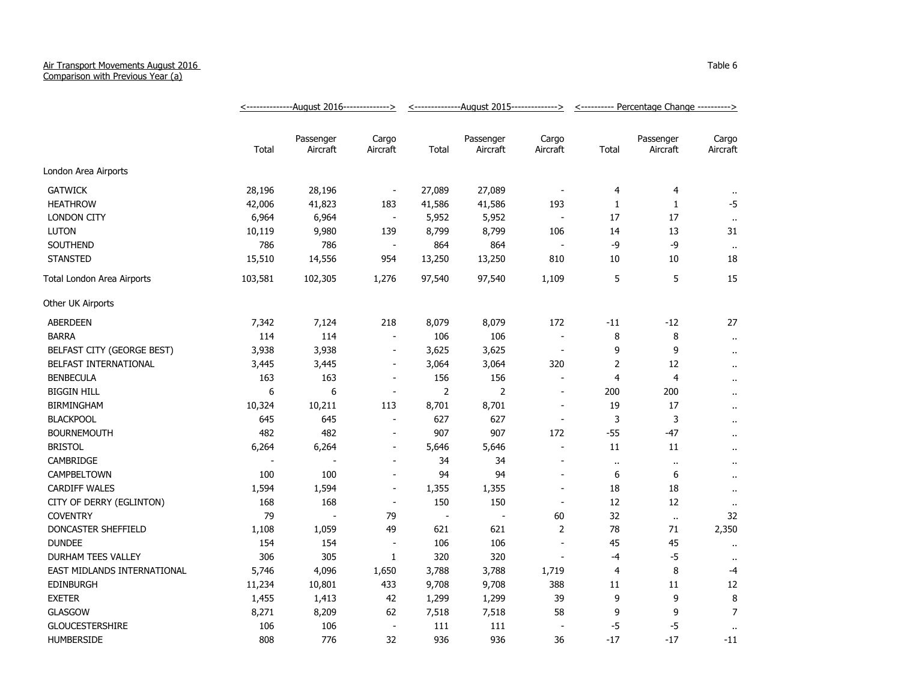Air Transport Movements August 2016
Comparison with Previous Year (a)

Table 6

| | August 2016 | | | August 2015 | | | Percentage Change | | |
|---|---|---|---|---|---|---|---|---|---|
| | Total | Passenger Aircraft | Cargo Aircraft | Total | Passenger Aircraft | Cargo Aircraft | Total | Passenger Aircraft | Cargo Aircraft |
| London Area Airports | | | | | | | | | |
| GATWICK | 28,196 | 28,196 | - | 27,089 | 27,089 | - | 4 | 4 | .. |
| HEATHROW | 42,006 | 41,823 | 183 | 41,586 | 41,586 | 193 | 1 | 1 | -5 |
| LONDON CITY | 6,964 | 6,964 | - | 5,952 | 5,952 | - | 17 | 17 | .. |
| LUTON | 10,119 | 9,980 | 139 | 8,799 | 8,799 | 106 | 14 | 13 | 31 |
| SOUTHEND | 786 | 786 | - | 864 | 864 | - | -9 | -9 | .. |
| STANSTED | 15,510 | 14,556 | 954 | 13,250 | 13,250 | 810 | 10 | 10 | 18 |
| Total London Area Airports | 103,581 | 102,305 | 1,276 | 97,540 | 97,540 | 1,109 | 5 | 5 | 15 |
| Other UK Airports | | | | | | | | | |
| ABERDEEN | 7,342 | 7,124 | 218 | 8,079 | 8,079 | 172 | -11 | -12 | 27 |
| BARRA | 114 | 114 | - | 106 | 106 | - | 8 | 8 | .. |
| BELFAST CITY (GEORGE BEST) | 3,938 | 3,938 | - | 3,625 | 3,625 | - | 9 | 9 | .. |
| BELFAST INTERNATIONAL | 3,445 | 3,445 | - | 3,064 | 3,064 | 320 | 2 | 12 | .. |
| BENBECULA | 163 | 163 | - | 156 | 156 | - | 4 | 4 | .. |
| BIGGIN HILL | 6 | 6 | - | 2 | 2 | - | 200 | 200 | .. |
| BIRMINGHAM | 10,324 | 10,211 | 113 | 8,701 | 8,701 | - | 19 | 17 | .. |
| BLACKPOOL | 645 | 645 | - | 627 | 627 | - | 3 | 3 | .. |
| BOURNEMOUTH | 482 | 482 | - | 907 | 907 | 172 | -55 | -47 | .. |
| BRISTOL | 6,264 | 6,264 | - | 5,646 | 5,646 | - | 11 | 11 | .. |
| CAMBRIDGE | - | - | - | 34 | 34 | - | .. | .. | .. |
| CAMPBELTOWN | 100 | 100 | - | 94 | 94 | - | 6 | 6 | .. |
| CARDIFF WALES | 1,594 | 1,594 | - | 1,355 | 1,355 | - | 18 | 18 | .. |
| CITY OF DERRY (EGLINTON) | 168 | 168 | - | 150 | 150 | - | 12 | 12 | .. |
| COVENTRY | 79 | - | 79 | - | - | 60 | 32 | .. | 32 |
| DONCASTER SHEFFIELD | 1,108 | 1,059 | 49 | 621 | 621 | 2 | 78 | 71 | 2,350 |
| DUNDEE | 154 | 154 | - | 106 | 106 | - | 45 | 45 | .. |
| DURHAM TEES VALLEY | 306 | 305 | 1 | 320 | 320 | - | -4 | -5 | .. |
| EAST MIDLANDS INTERNATIONAL | 5,746 | 4,096 | 1,650 | 3,788 | 3,788 | 1,719 | 4 | 8 | -4 |
| EDINBURGH | 11,234 | 10,801 | 433 | 9,708 | 9,708 | 388 | 11 | 11 | 12 |
| EXETER | 1,455 | 1,413 | 42 | 1,299 | 1,299 | 39 | 9 | 9 | 8 |
| GLASGOW | 8,271 | 8,209 | 62 | 7,518 | 7,518 | 58 | 9 | 9 | 7 |
| GLOUCESTERSHIRE | 106 | 106 | - | 111 | 111 | - | -5 | -5 | .. |
| HUMBERSIDE | 808 | 776 | 32 | 936 | 936 | 36 | -17 | -17 | -11 |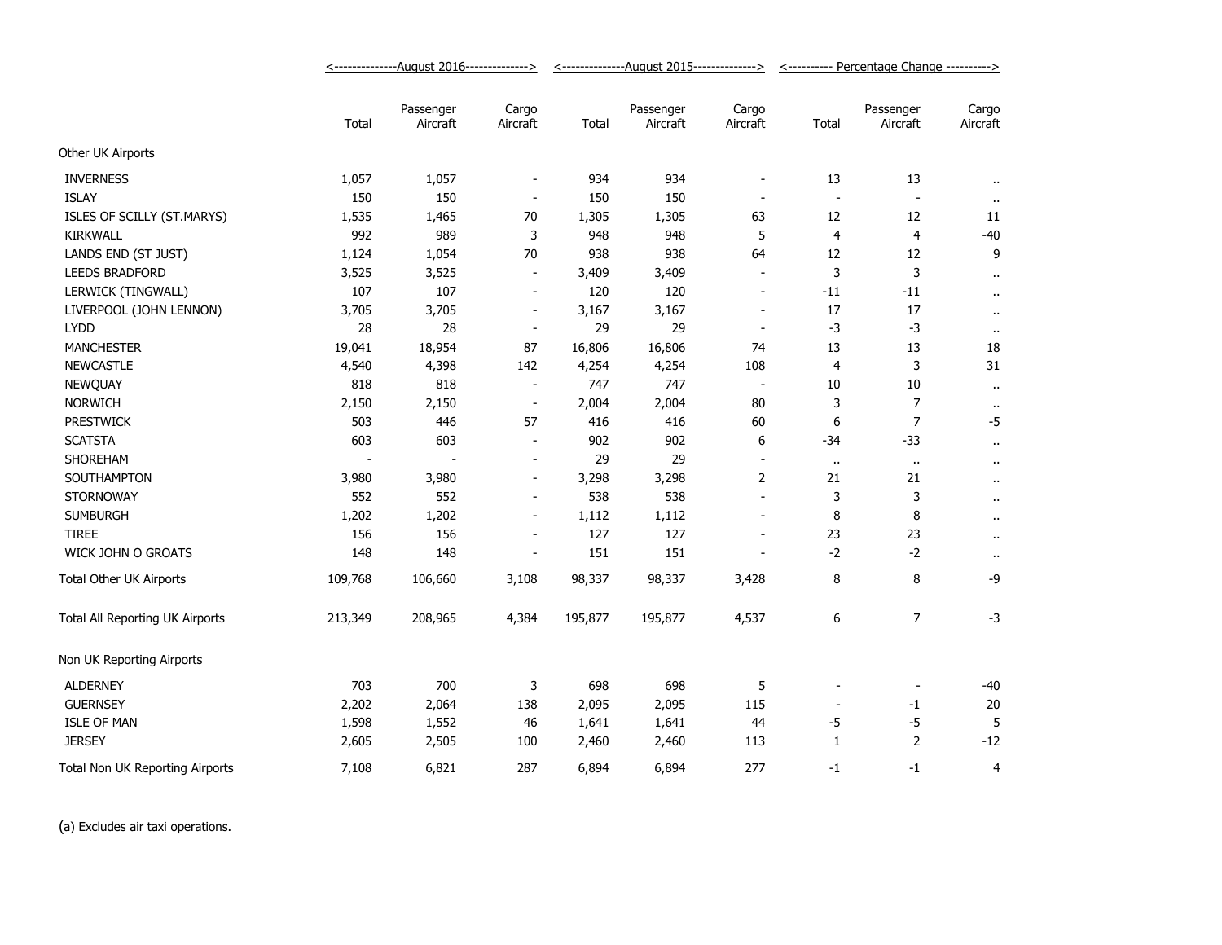| | August 2016 | | | August 2015 | | | Percentage Change | | |
|---|---|---|---|---|---|---|---|---|---|
| | Total | Passenger Aircraft | Cargo Aircraft | Total | Passenger Aircraft | Cargo Aircraft | Total | Passenger Aircraft | Cargo Aircraft |
| Other UK Airports | | | | | | | | | |
| INVERNESS | 1,057 | 1,057 | - | 934 | 934 | - | 13 | 13 | .. |
| ISLAY | 150 | 150 | - | 150 | 150 | - | - | - | .. |
| ISLES OF SCILLY (ST.MARYS) | 1,535 | 1,465 | 70 | 1,305 | 1,305 | 63 | 12 | 12 | 11 |
| KIRKWALL | 992 | 989 | 3 | 948 | 948 | 5 | 4 | 4 | -40 |
| LANDS END (ST JUST) | 1,124 | 1,054 | 70 | 938 | 938 | 64 | 12 | 12 | 9 |
| LEEDS BRADFORD | 3,525 | 3,525 | - | 3,409 | 3,409 | - | 3 | 3 | .. |
| LERWICK (TINGWALL) | 107 | 107 | - | 120 | 120 | - | -11 | -11 | .. |
| LIVERPOOL (JOHN LENNON) | 3,705 | 3,705 | - | 3,167 | 3,167 | - | 17 | 17 | .. |
| LYDD | 28 | 28 | - | 29 | 29 | - | -3 | -3 | .. |
| MANCHESTER | 19,041 | 18,954 | 87 | 16,806 | 16,806 | 74 | 13 | 13 | 18 |
| NEWCASTLE | 4,540 | 4,398 | 142 | 4,254 | 4,254 | 108 | 4 | 3 | 31 |
| NEWQUAY | 818 | 818 | - | 747 | 747 | - | 10 | 10 | .. |
| NORWICH | 2,150 | 2,150 | - | 2,004 | 2,004 | 80 | 3 | 7 | .. |
| PRESTWICK | 503 | 446 | 57 | 416 | 416 | 60 | 6 | 7 | -5 |
| SCATSTA | 603 | 603 | - | 902 | 902 | 6 | -34 | -33 | .. |
| SHOREHAM | - | - | - | 29 | 29 | - | .. | .. | .. |
| SOUTHAMPTON | 3,980 | 3,980 | - | 3,298 | 3,298 | 2 | 21 | 21 | .. |
| STORNOWAY | 552 | 552 | - | 538 | 538 | - | 3 | 3 | .. |
| SUMBURGH | 1,202 | 1,202 | - | 1,112 | 1,112 | - | 8 | 8 | .. |
| TIREE | 156 | 156 | - | 127 | 127 | - | 23 | 23 | .. |
| WICK JOHN O GROATS | 148 | 148 | - | 151 | 151 | - | -2 | -2 | .. |
| Total Other UK Airports | 109,768 | 106,660 | 3,108 | 98,337 | 98,337 | 3,428 | 8 | 8 | -9 |
| Total All Reporting UK Airports | 213,349 | 208,965 | 4,384 | 195,877 | 195,877 | 4,537 | 6 | 7 | -3 |
| Non UK Reporting Airports | | | | | | | | | |
| ALDERNEY | 703 | 700 | 3 | 698 | 698 | 5 | - | - | -40 |
| GUERNSEY | 2,202 | 2,064 | 138 | 2,095 | 2,095 | 115 | - | -1 | 20 |
| ISLE OF MAN | 1,598 | 1,552 | 46 | 1,641 | 1,641 | 44 | -5 | -5 | 5 |
| JERSEY | 2,605 | 2,505 | 100 | 2,460 | 2,460 | 113 | 1 | 2 | -12 |
| Total Non UK Reporting Airports | 7,108 | 6,821 | 287 | 6,894 | 6,894 | 277 | -1 | -1 | 4 |

(a) Excludes air taxi operations.